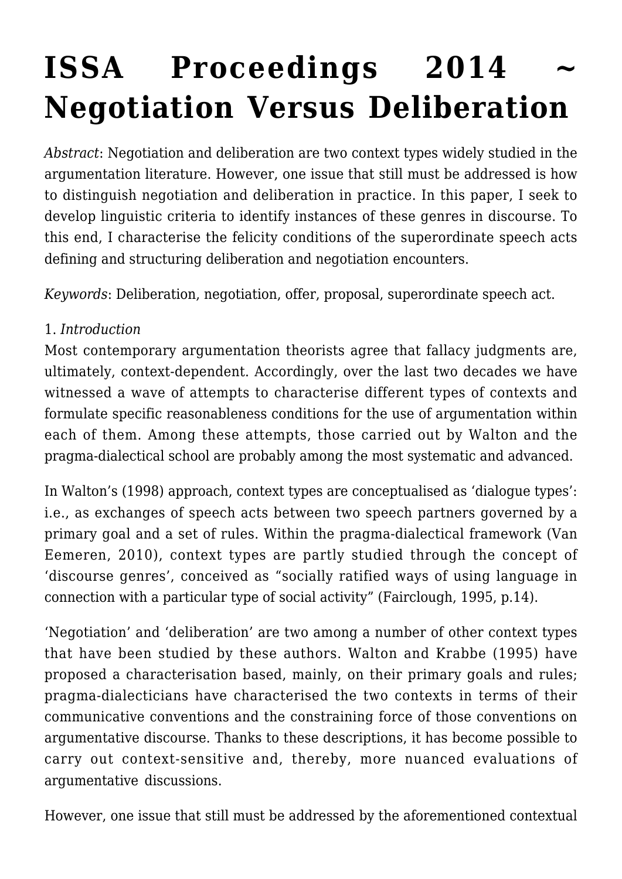# ISSA Proceedings 2014 ~ Negotiation Versus Deliberation

*Abstract*: Negotiation and deliberation are two context types widely studied in the argumentation literature. However, one issue that still must be addressed is how to distinguish negotiation and deliberation in practice. In this paper, I seek to develop linguistic criteria to identify instances of these genres in discourse. To this end, I characterise the felicity conditions of the superordinate speech acts defining and structuring deliberation and negotiation encounters.

*Keywords*: Deliberation, negotiation, offer, proposal, superordinate speech act.

1. *Introduction*

Most contemporary argumentation theorists agree that fallacy judgments are, ultimately, context-dependent. Accordingly, over the last two decades we have witnessed a wave of attempts to characterise different types of contexts and formulate specific reasonableness conditions for the use of argumentation within each of them. Among these attempts, those carried out by Walton and the pragma-dialectical school are probably among the most systematic and advanced.

In Walton's (1998) approach, context types are conceptualised as 'dialogue types': i.e., as exchanges of speech acts between two speech partners governed by a primary goal and a set of rules. Within the pragma-dialectical framework (Van Eemeren, 2010), context types are partly studied through the concept of 'discourse genres', conceived as "socially ratified ways of using language in connection with a particular type of social activity" (Fairclough, 1995, p.14).

'Negotiation' and 'deliberation' are two among a number of other context types that have been studied by these authors. Walton and Krabbe (1995) have proposed a characterisation based, mainly, on their primary goals and rules; pragma-dialecticians have characterised the two contexts in terms of their communicative conventions and the constraining force of those conventions on argumentative discourse. Thanks to these descriptions, it has become possible to carry out context-sensitive and, thereby, more nuanced evaluations of argumentative discussions.

However, one issue that still must be addressed by the aforementioned contextual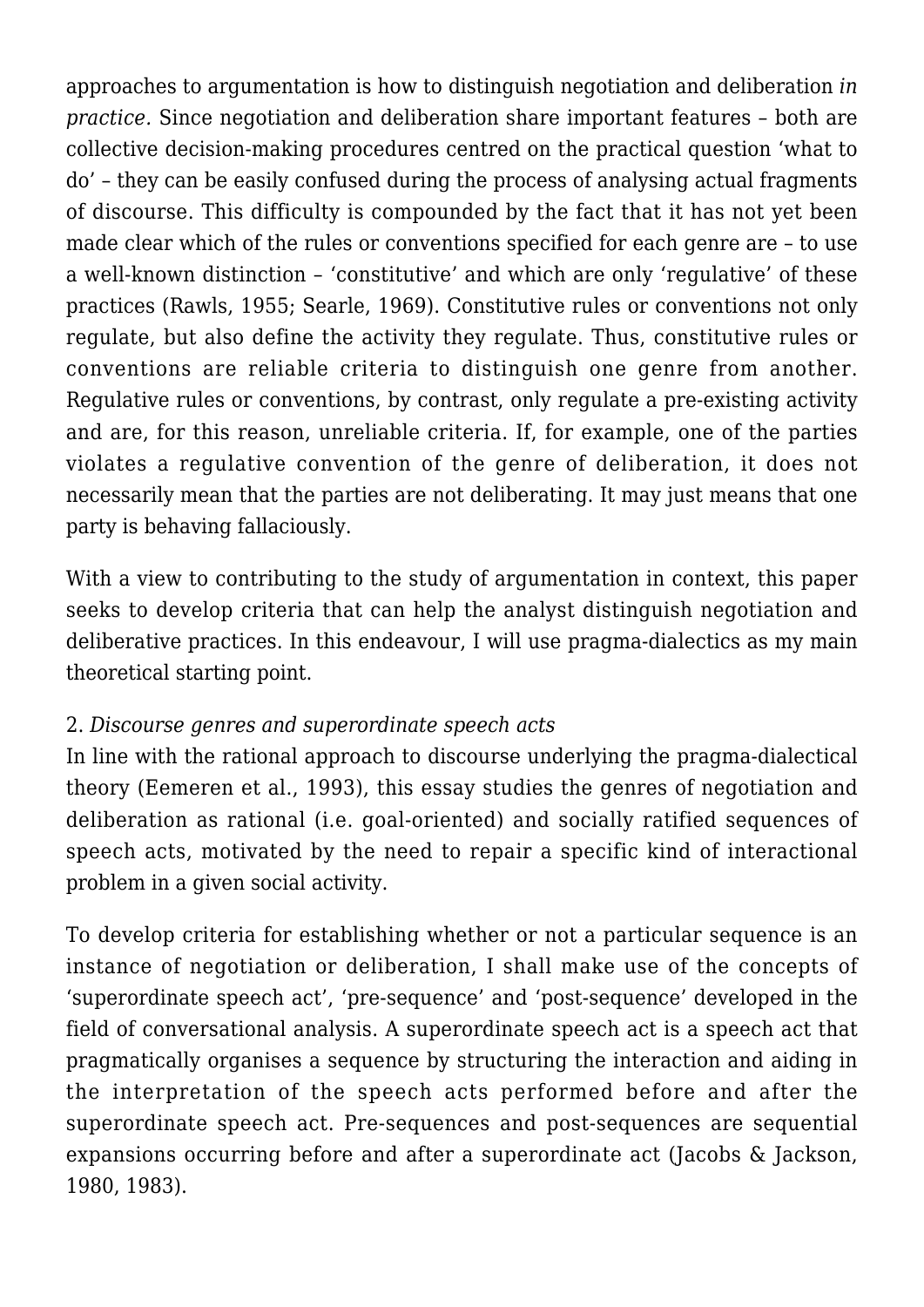approaches to argumentation is how to distinguish negotiation and deliberation *in practice.* Since negotiation and deliberation share important features – both are collective decision-making procedures centred on the practical question 'what to do' – they can be easily confused during the process of analysing actual fragments of discourse. This difficulty is compounded by the fact that it has not yet been made clear which of the rules or conventions specified for each genre are – to use a well-known distinction – 'constitutive' and which are only 'regulative' of these practices (Rawls, 1955; Searle, 1969). Constitutive rules or conventions not only regulate, but also define the activity they regulate. Thus, constitutive rules or conventions are reliable criteria to distinguish one genre from another. Regulative rules or conventions, by contrast, only regulate a pre-existing activity and are, for this reason, unreliable criteria. If, for example, one of the parties violates a regulative convention of the genre of deliberation, it does not necessarily mean that the parties are not deliberating. It may just means that one party is behaving fallaciously.

With a view to contributing to the study of argumentation in context, this paper seeks to develop criteria that can help the analyst distinguish negotiation and deliberative practices. In this endeavour, I will use pragma-dialectics as my main theoretical starting point.

## 2. *Discourse genres and superordinate speech acts*

In line with the rational approach to discourse underlying the pragma-dialectical theory (Eemeren et al., 1993), this essay studies the genres of negotiation and deliberation as rational (i.e. goal-oriented) and socially ratified sequences of speech acts, motivated by the need to repair a specific kind of interactional problem in a given social activity.

To develop criteria for establishing whether or not a particular sequence is an instance of negotiation or deliberation, I shall make use of the concepts of 'superordinate speech act', 'pre-sequence' and 'post-sequence' developed in the field of conversational analysis. A superordinate speech act is a speech act that pragmatically organises a sequence by structuring the interaction and aiding in the interpretation of the speech acts performed before and after the superordinate speech act. Pre-sequences and post-sequences are sequential expansions occurring before and after a superordinate act (Jacobs & Jackson, 1980, 1983).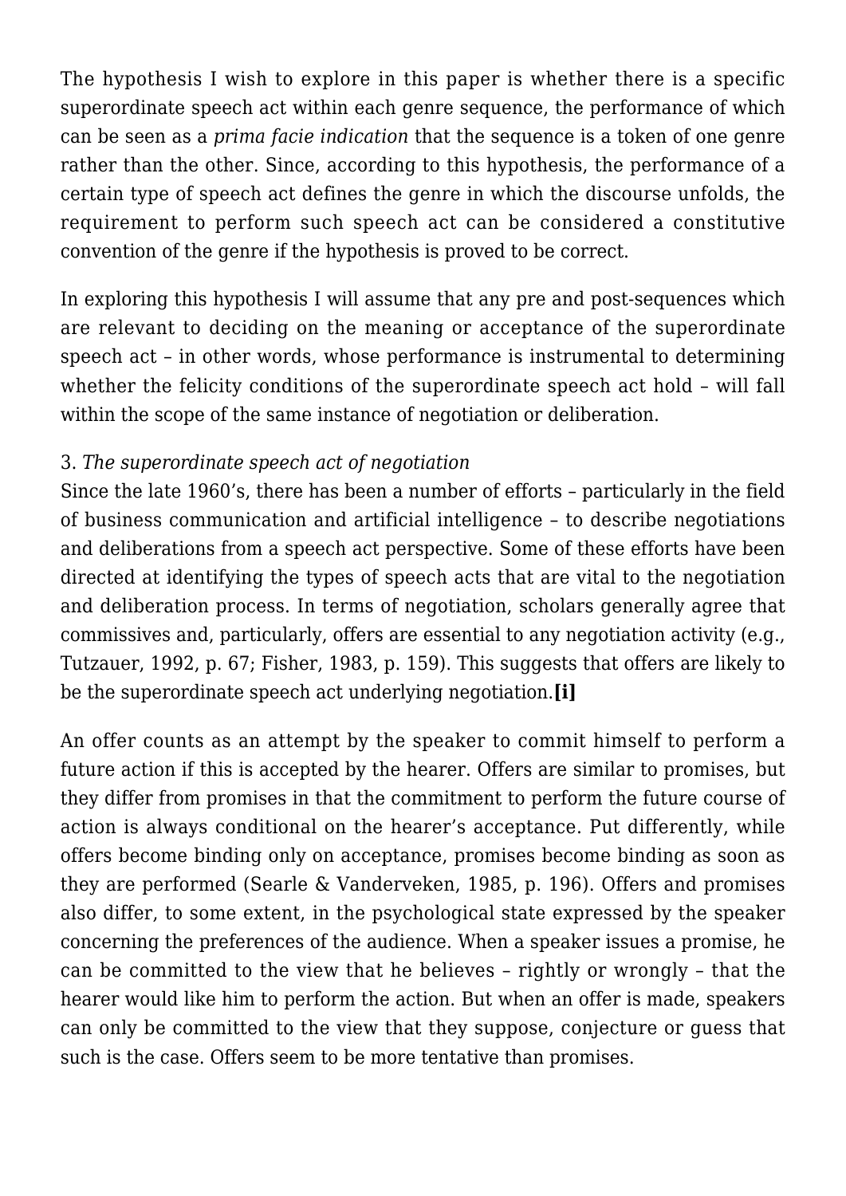The hypothesis I wish to explore in this paper is whether there is a specific superordinate speech act within each genre sequence, the performance of which can be seen as a *prima facie indication* that the sequence is a token of one genre rather than the other. Since, according to this hypothesis, the performance of a certain type of speech act defines the genre in which the discourse unfolds, the requirement to perform such speech act can be considered a constitutive convention of the genre if the hypothesis is proved to be correct.

In exploring this hypothesis I will assume that any pre and post-sequences which are relevant to deciding on the meaning or acceptance of the superordinate speech act – in other words, whose performance is instrumental to determining whether the felicity conditions of the superordinate speech act hold – will fall within the scope of the same instance of negotiation or deliberation.

### 3. *The superordinate speech act of negotiation*

Since the late 1960's, there has been a number of efforts – particularly in the field of business communication and artificial intelligence – to describe negotiations and deliberations from a speech act perspective. Some of these efforts have been directed at identifying the types of speech acts that are vital to the negotiation and deliberation process. In terms of negotiation, scholars generally agree that commissives and, particularly, offers are essential to any negotiation activity (e.g., Tutzauer, 1992, p. 67; Fisher, 1983, p. 159). This suggests that offers are likely to be the superordinate speech act underlying negotiation.**[i]**

An offer counts as an attempt by the speaker to commit himself to perform a future action if this is accepted by the hearer. Offers are similar to promises, but they differ from promises in that the commitment to perform the future course of action is always conditional on the hearer's acceptance. Put differently, while offers become binding only on acceptance, promises become binding as soon as they are performed (Searle & Vanderveken, 1985, p. 196). Offers and promises also differ, to some extent, in the psychological state expressed by the speaker concerning the preferences of the audience. When a speaker issues a promise, he can be committed to the view that he believes – rightly or wrongly – that the hearer would like him to perform the action. But when an offer is made, speakers can only be committed to the view that they suppose, conjecture or guess that such is the case. Offers seem to be more tentative than promises.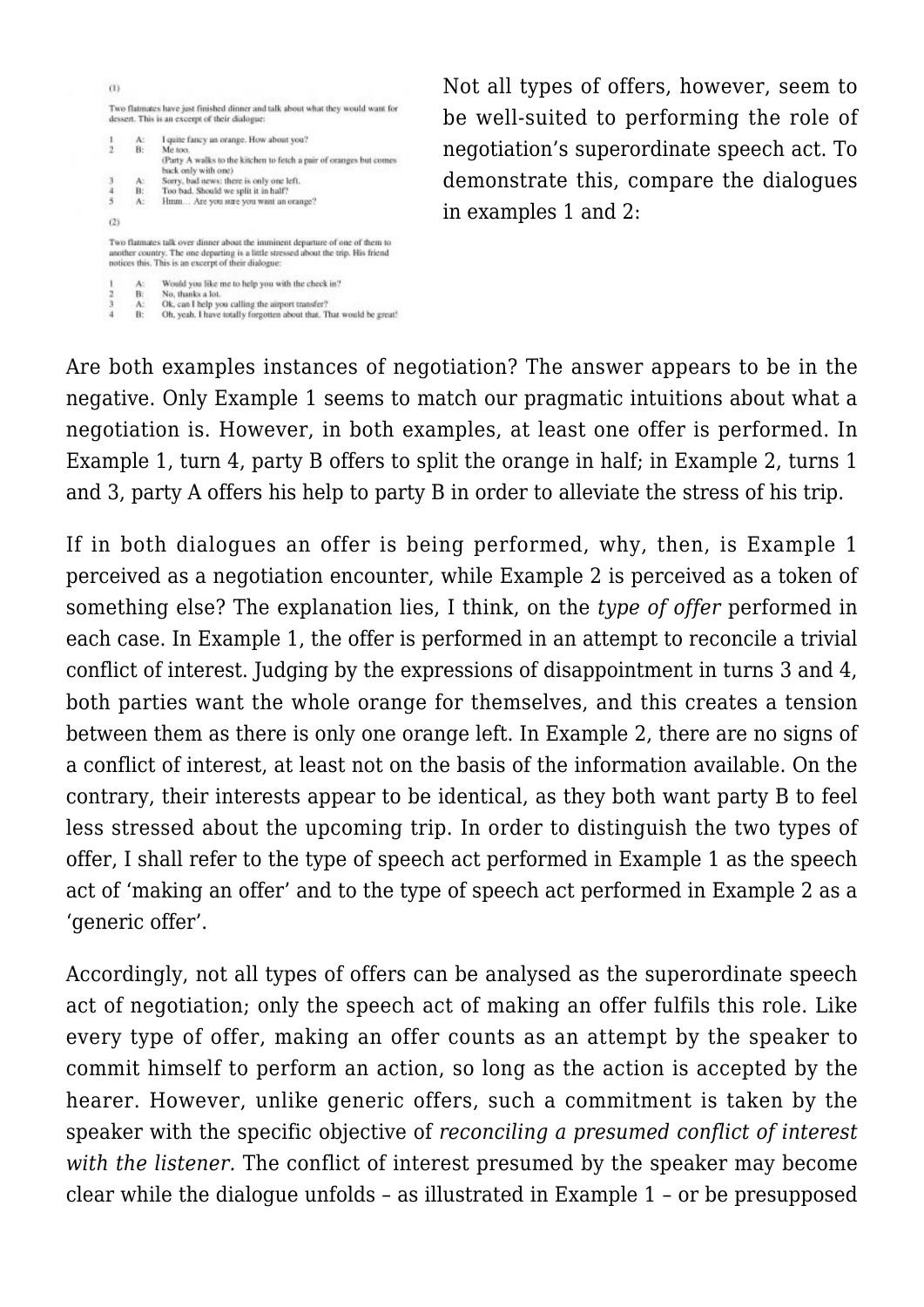(1)

Two flatmates have just finished dinner and talk about what they would want for dessert. This is an excerpt of their dialogue:

1 A: I quite fancy an orange. How about you?
2 B: Me too.
(Party A walks to the kitchen to fetch a pair of oranges but comes back only with one)
3 A: Sorry, bad news: there is only one left.
4 B: Too bad. Should we split it in half?
5 A: Hmm… Are you sure you want an orange?

(2)

Two flatmates talk over dinner about the imminent departure of one of them to another country. The one departing is a little stressed about the trip. His friend notices this. This is an excerpt of their dialogue:

1 A: Would you like me to help you with the check in?
2 B: No, thanks a lot.
3 A: Ok, can I help you calling the airport transfer?
4 B: Oh, yeah. I have totally forgotten about that. That would be great!

Not all types of offers, however, seem to be well-suited to performing the role of negotiation's superordinate speech act. To demonstrate this, compare the dialogues in examples 1 and 2:

Are both examples instances of negotiation? The answer appears to be in the negative. Only Example 1 seems to match our pragmatic intuitions about what a negotiation is. However, in both examples, at least one offer is performed. In Example 1, turn 4, party B offers to split the orange in half; in Example 2, turns 1 and 3, party A offers his help to party B in order to alleviate the stress of his trip.

If in both dialogues an offer is being performed, why, then, is Example 1 perceived as a negotiation encounter, while Example 2 is perceived as a token of something else? The explanation lies, I think, on the *type of offer* performed in each case. In Example 1, the offer is performed in an attempt to reconcile a trivial conflict of interest. Judging by the expressions of disappointment in turns 3 and 4, both parties want the whole orange for themselves, and this creates a tension between them as there is only one orange left. In Example 2, there are no signs of a conflict of interest, at least not on the basis of the information available. On the contrary, their interests appear to be identical, as they both want party B to feel less stressed about the upcoming trip. In order to distinguish the two types of offer, I shall refer to the type of speech act performed in Example 1 as the speech act of 'making an offer' and to the type of speech act performed in Example 2 as a 'generic offer'.

Accordingly, not all types of offers can be analysed as the superordinate speech act of negotiation; only the speech act of making an offer fulfils this role. Like every type of offer, making an offer counts as an attempt by the speaker to commit himself to perform an action, so long as the action is accepted by the hearer. However, unlike generic offers, such a commitment is taken by the speaker with the specific objective of *reconciling a presumed conflict of interest with the listener.* The conflict of interest presumed by the speaker may become clear while the dialogue unfolds – as illustrated in Example 1 – or be presupposed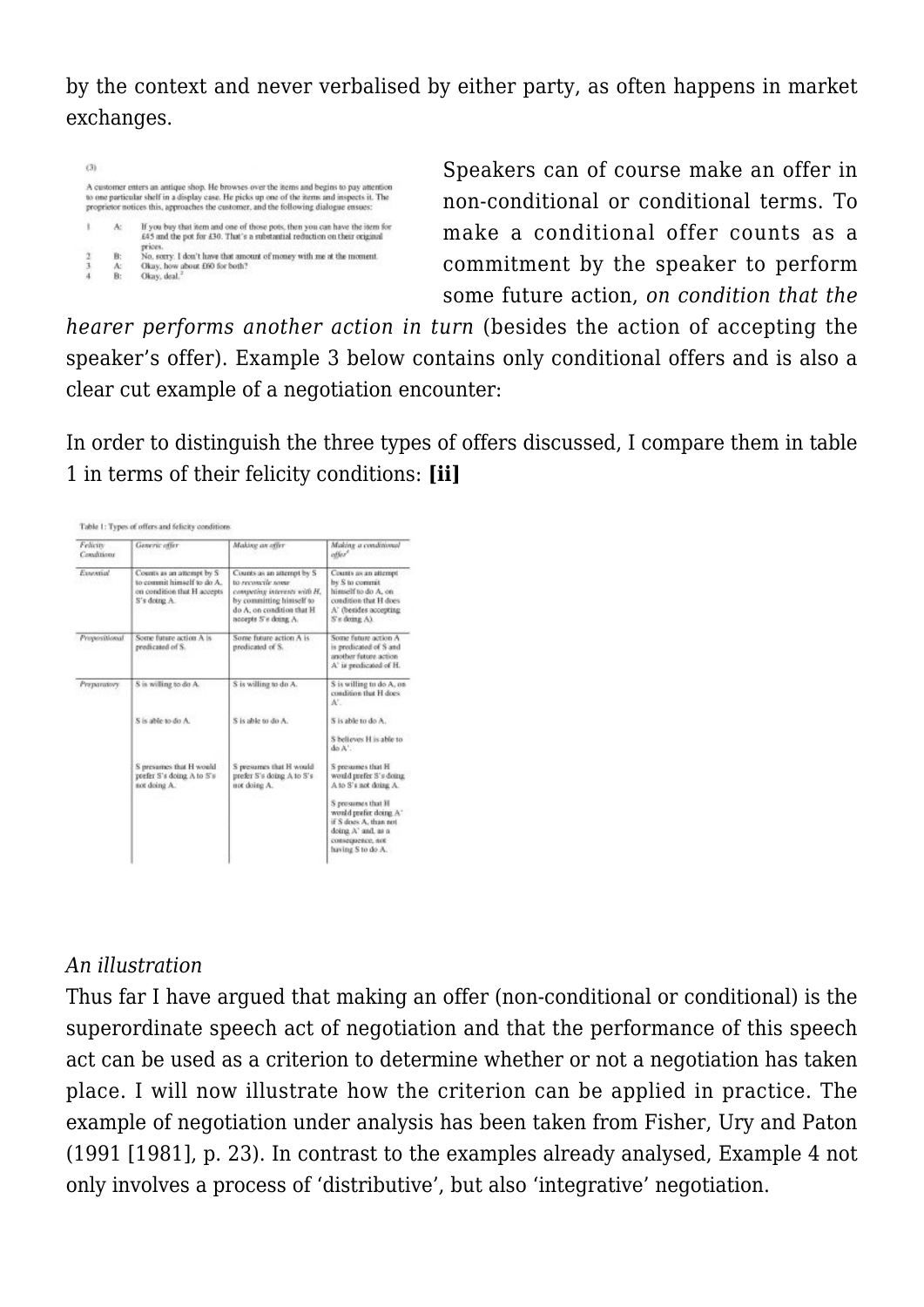by the context and never verbalised by either party, as often happens in market exchanges.

(3)

A customer enters an antique shop. He browses over the items and begins to pay attention to one particular shelf in a display case. He picks up one of the items and inspects it. The proprietor notices this, approaches the customer, and the following dialogue ensues:

| | | |
|---|---|---|
| 1 | A: | If you buy that item and one of those pots, then you can have the item for £45 and the pot for £30. That's a substantial reduction on their original prices. |
| 2 | B: | No, sorry. I don't have that amount of money with me at the moment. |
| 3 | A: | Okay, how about £60 for both? |
| 4 | B: | Okay, deal.[2] |

Speakers can of course make an offer in non-conditional or conditional terms. To make a conditional offer counts as a commitment by the speaker to perform some future action, *on condition that the hearer performs another action in turn* (besides the action of accepting the speaker's offer). Example 3 below contains only conditional offers and is also a clear cut example of a negotiation encounter:

In order to distinguish the three types of offers discussed, I compare them in table 1 in terms of their felicity conditions: **[ii]**

Table 1: Types of offers and felicity conditions

| *Felicity Conditions* | *Generic offer* | *Making an offer* | *Making a conditional offer*[4] |
|---|---|---|---|
| *Essential* | Counts as an attempt by S to commit himself to do A, on condition that H accepts S's doing A. | Counts as an attempt by S to *reconcile some competing interests with H,* by committing himself to do A, on condition that H accepts S's doing A. | Counts as an attempt by S to commit himself to do A, on condition that H does A' (besides accepting S's doing A). |
| *Propositional* | Some future action A is predicated of S. | Some future action A is predicated of S. | Some future action A is predicated of S and another future action A' is predicated of H. |
| *Preparatory* | S is willing to do A.<br><br>S is able to do A.<br><br>S presumes that H would prefer S's doing A to S's not doing A. | S is willing to do A.<br><br>S is able to do A.<br><br>S presumes that H would prefer S's doing A to S's not doing A. | S is willing to do A, on condition that H does A'.<br><br>S is able to do A.<br><br>S believes H is able to do A'.<br><br>S presumes that H would prefer S's doing A to S's not doing A.<br><br>S presumes that H would prefer doing A' if S does A, than not doing A' and, as a consequence, not having S to do A. |

*An illustration*

Thus far I have argued that making an offer (non-conditional or conditional) is the superordinate speech act of negotiation and that the performance of this speech act can be used as a criterion to determine whether or not a negotiation has taken place. I will now illustrate how the criterion can be applied in practice. The example of negotiation under analysis has been taken from Fisher, Ury and Paton (1991 [1981], p. 23). In contrast to the examples already analysed, Example 4 not only involves a process of 'distributive', but also 'integrative' negotiation.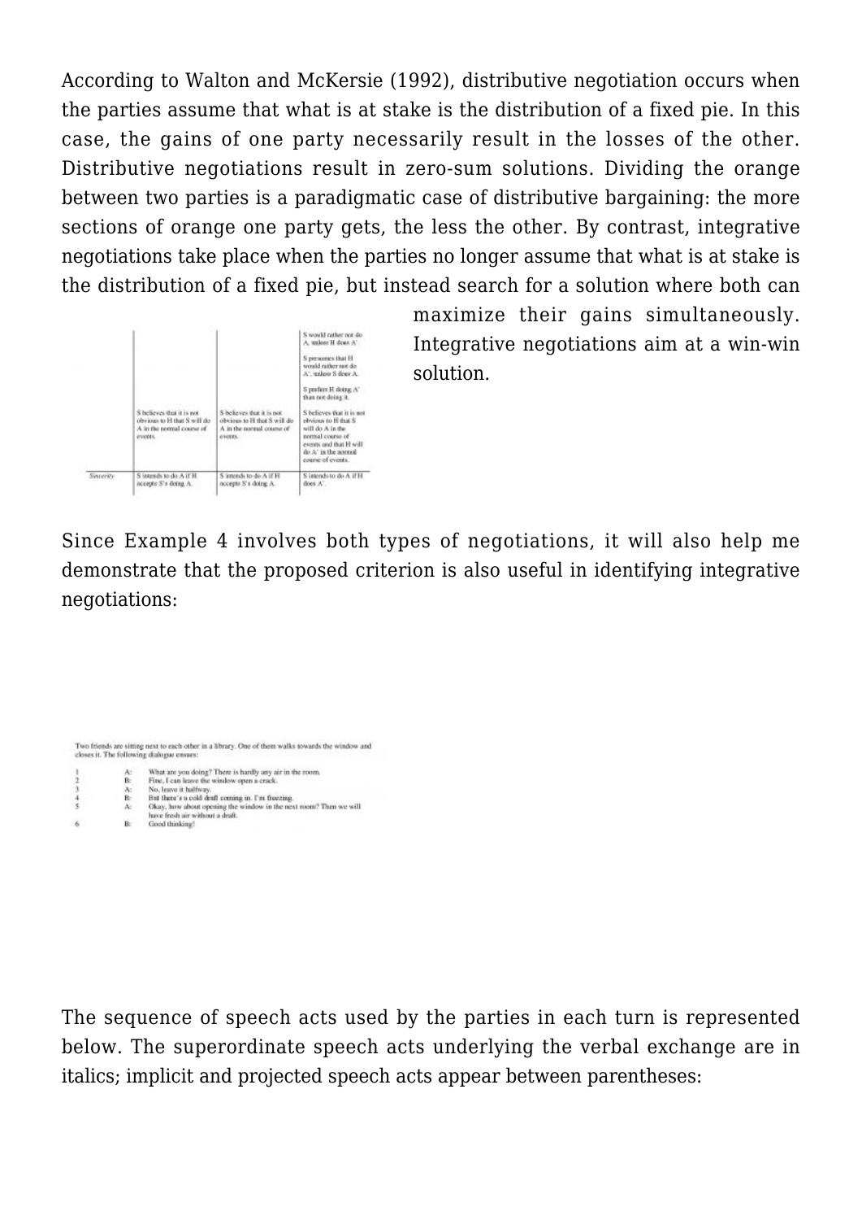According to Walton and McKersie (1992), distributive negotiation occurs when the parties assume that what is at stake is the distribution of a fixed pie. In this case, the gains of one party necessarily result in the losses of the other. Distributive negotiations result in zero-sum solutions. Dividing the orange between two parties is a paradigmatic case of distributive bargaining: the more sections of orange one party gets, the less the other. By contrast, integrative negotiations take place when the parties no longer assume that what is at stake is the distribution of a fixed pie, but instead search for a solution where both can maximize their gains simultaneously. Integrative negotiations aim at a win-win solution.

| | | | |
|---|---|---|---|
| | | | S would rather not do A, unless H does A'. S presumes that H would rather not do A', unless S does A. S prefers H doing A' than not doing it. |
| | S believes that it is not obvious to H that S will do A in the normal course of events. | S believes that it is not obvious to H that S will do A in the normal course of events. | S believes that it is not obvious to H that S will do A in the normal course of events and that H will do A' in the normal course of events. |
| *Sincerity* | S intends to do A if H accepts S's doing A. | S intends to do A if H accepts S's doing A. | S intends to do A if H does A'. |

Since Example 4 involves both types of negotiations, it will also help me demonstrate that the proposed criterion is also useful in identifying integrative negotiations:

Two friends are sitting next to each other in a library. One of them walks towards the window and closes it. The following dialogue ensues:

| | | |
|---|---|---|
| 1 | A: | What are you doing? There is hardly any air in the room. |
| 2 | B: | Fine, I can leave the window open a crack. |
| 3 | A: | No, leave it halfway. |
| 4 | B: | But there's a cold draft coming in. I'm freezing. |
| 5 | A: | Okay, how about opening the window in the next room? Then we will have fresh air without a draft. |
| 6 | B: | Good thinking! |

The sequence of speech acts used by the parties in each turn is represented below. The superordinate speech acts underlying the verbal exchange are in italics; implicit and projected speech acts appear between parentheses: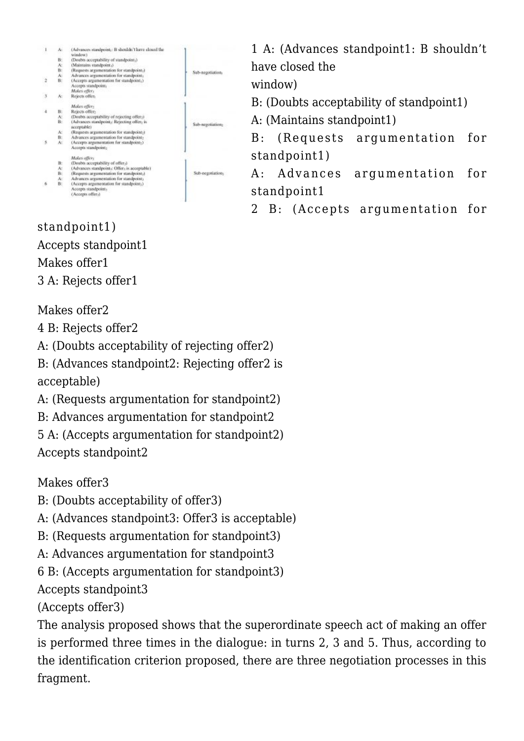1 A: (Advances standpoint1: B shouldn't have closed the window)

B: (Doubts acceptability of standpoint1)

A: (Maintains standpoint1)

B: (Requests argumentation for standpoint1)

A: Advances argumentation for standpoint1

2 B: (Accepts argumentation for standpoint1)

Accepts standpoint1

Makes offer1

3 A: Rejects offer1

Makes offer2

4 B: Rejects offer2

A: (Doubts acceptability of rejecting offer2)

B: (Advances standpoint2: Rejecting offer2 is acceptable)

A: (Requests argumentation for standpoint2)

B: Advances argumentation for standpoint2

5 A: (Accepts argumentation for standpoint2)

Accepts standpoint2

Makes offer3

B: (Doubts acceptability of offer3)

A: (Advances standpoint3: Offer3 is acceptable)

B: (Requests argumentation for standpoint3)

A: Advances argumentation for standpoint3

6 B: (Accepts argumentation for standpoint3)

Accepts standpoint3

(Accepts offer3)

The analysis proposed shows that the superordinate speech act of making an offer is performed three times in the dialogue: in turns 2, 3 and 5. Thus, according to the identification criterion proposed, there are three negotiation processes in this fragment.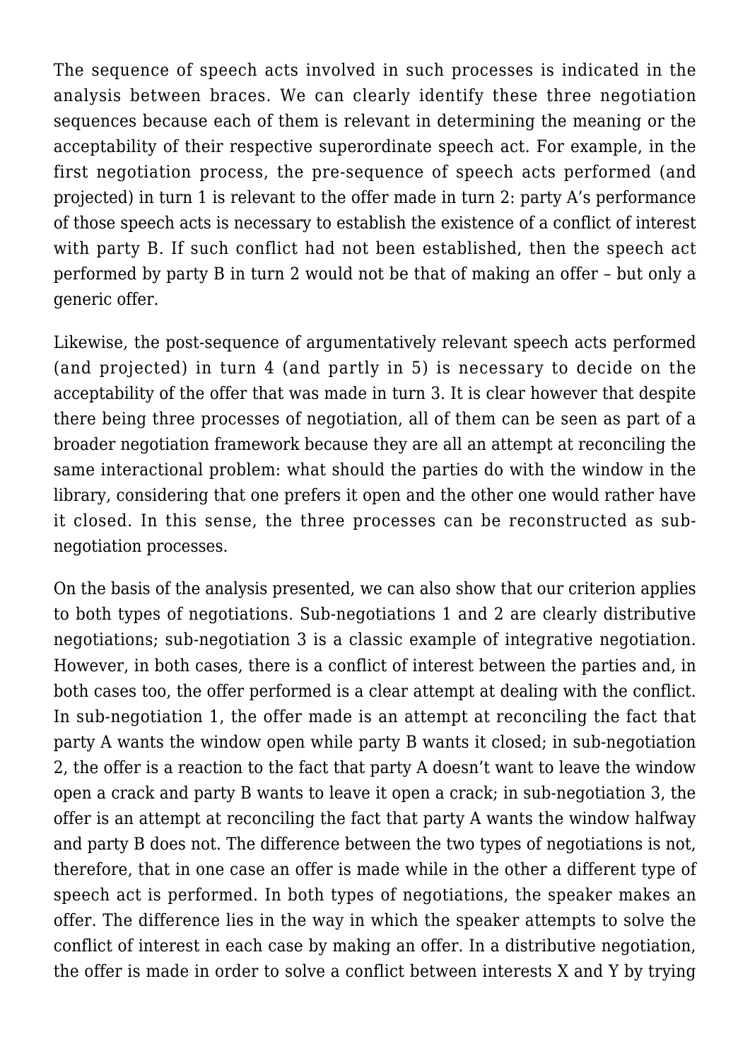The sequence of speech acts involved in such processes is indicated in the analysis between braces. We can clearly identify these three negotiation sequences because each of them is relevant in determining the meaning or the acceptability of their respective superordinate speech act. For example, in the first negotiation process, the pre-sequence of speech acts performed (and projected) in turn 1 is relevant to the offer made in turn 2: party A's performance of those speech acts is necessary to establish the existence of a conflict of interest with party B. If such conflict had not been established, then the speech act performed by party B in turn 2 would not be that of making an offer – but only a generic offer.

Likewise, the post-sequence of argumentatively relevant speech acts performed (and projected) in turn 4 (and partly in 5) is necessary to decide on the acceptability of the offer that was made in turn 3. It is clear however that despite there being three processes of negotiation, all of them can be seen as part of a broader negotiation framework because they are all an attempt at reconciling the same interactional problem: what should the parties do with the window in the library, considering that one prefers it open and the other one would rather have it closed. In this sense, the three processes can be reconstructed as sub-negotiation processes.

On the basis of the analysis presented, we can also show that our criterion applies to both types of negotiations. Sub-negotiations 1 and 2 are clearly distributive negotiations; sub-negotiation 3 is a classic example of integrative negotiation. However, in both cases, there is a conflict of interest between the parties and, in both cases too, the offer performed is a clear attempt at dealing with the conflict. In sub-negotiation 1, the offer made is an attempt at reconciling the fact that party A wants the window open while party B wants it closed; in sub-negotiation 2, the offer is a reaction to the fact that party A doesn't want to leave the window open a crack and party B wants to leave it open a crack; in sub-negotiation 3, the offer is an attempt at reconciling the fact that party A wants the window halfway and party B does not. The difference between the two types of negotiations is not, therefore, that in one case an offer is made while in the other a different type of speech act is performed. In both types of negotiations, the speaker makes an offer. The difference lies in the way in which the speaker attempts to solve the conflict of interest in each case by making an offer. In a distributive negotiation, the offer is made in order to solve a conflict between interests X and Y by trying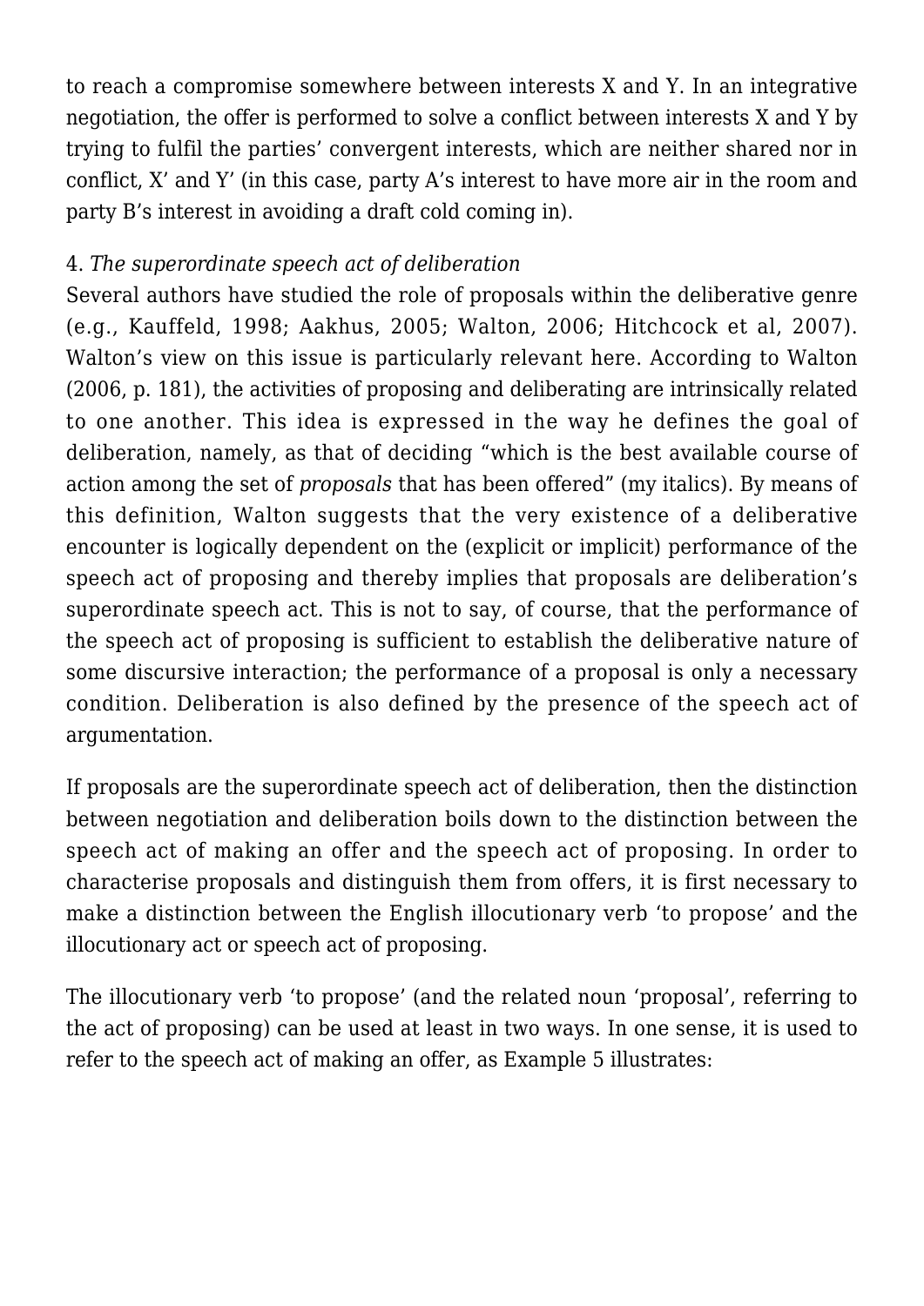to reach a compromise somewhere between interests X and Y. In an integrative negotiation, the offer is performed to solve a conflict between interests X and Y by trying to fulfil the parties' convergent interests, which are neither shared nor in conflict, X' and Y' (in this case, party A's interest to have more air in the room and party B's interest in avoiding a draft cold coming in).

4. *The superordinate speech act of deliberation*
Several authors have studied the role of proposals within the deliberative genre (e.g., Kauffeld, 1998; Aakhus, 2005; Walton, 2006; Hitchcock et al, 2007). Walton's view on this issue is particularly relevant here. According to Walton (2006, p. 181), the activities of proposing and deliberating are intrinsically related to one another. This idea is expressed in the way he defines the goal of deliberation, namely, as that of deciding "which is the best available course of action among the set of *proposals* that has been offered" (my italics). By means of this definition, Walton suggests that the very existence of a deliberative encounter is logically dependent on the (explicit or implicit) performance of the speech act of proposing and thereby implies that proposals are deliberation's superordinate speech act. This is not to say, of course, that the performance of the speech act of proposing is sufficient to establish the deliberative nature of some discursive interaction; the performance of a proposal is only a necessary condition. Deliberation is also defined by the presence of the speech act of argumentation.

If proposals are the superordinate speech act of deliberation, then the distinction between negotiation and deliberation boils down to the distinction between the speech act of making an offer and the speech act of proposing. In order to characterise proposals and distinguish them from offers, it is first necessary to make a distinction between the English illocutionary verb 'to propose' and the illocutionary act or speech act of proposing.

The illocutionary verb 'to propose' (and the related noun 'proposal', referring to the act of proposing) can be used at least in two ways. In one sense, it is used to refer to the speech act of making an offer, as Example 5 illustrates: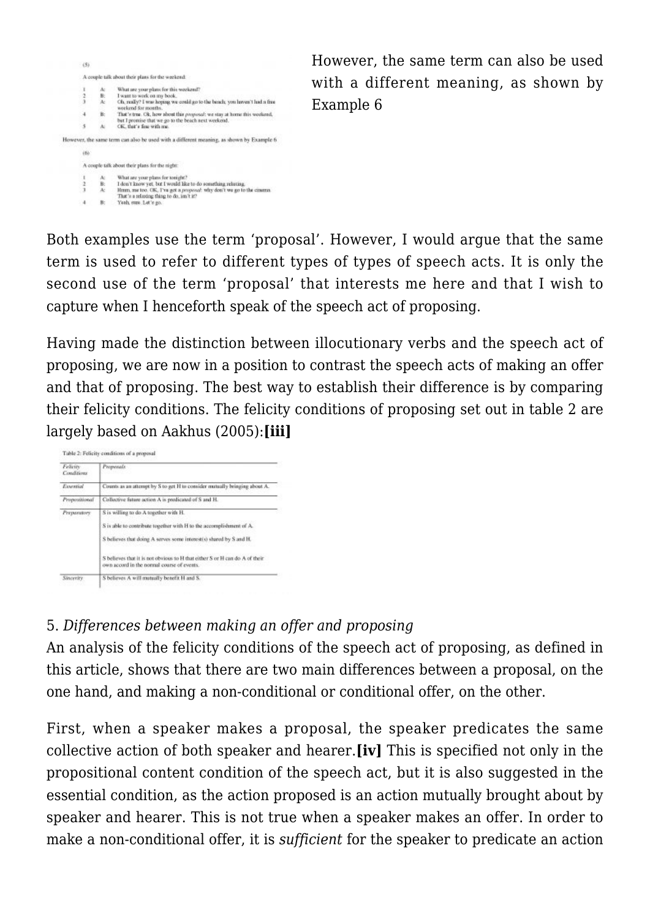(5)

A couple talk about their plans for the weekend:

1 A: What are your plans for this weekend?
2 B: I want to work on my book.
3 A: Oh, really? I was hoping we could go to the beach; you haven't had a free weekend for months.
4 B: That's true. Ok, how about this *proposal*: we stay at home this weekend, but I promise that we go to the beach next weekend.
5 A: OK, that's fine with me.

However, the same term can also be used with a different meaning, as shown by Example 6

(6)

A couple talk about their plans for the night:

1 A: What are your plans for tonight?
2 B: I don't know yet, but I would like to do something relaxing.
3 A: Hmm, me too. OK, I've got a *proposal*: why don't we go to the cinema. That's a relaxing thing to do, isn't it?
4 B: Yeah, sure. Let's go.

Both examples use the term 'proposal'. However, I would argue that the same term is used to refer to different types of types of speech acts. It is only the second use of the term 'proposal' that interests me here and that I wish to capture when I henceforth speak of the speech act of proposing.

Having made the distinction between illocutionary verbs and the speech act of proposing, we are now in a position to contrast the speech acts of making an offer and that of proposing. The best way to establish their difference is by comparing their felicity conditions. The felicity conditions of proposing set out in table 2 are largely based on Aakhus (2005):**[iii]**

Table 2: Felicity conditions of a proposal

| *Felicity Conditions* | *Proposals* |
|---|---|
| *Essential* | Counts as an attempt by S to get H to consider mutually bringing about A. |
| *Propositional* | Collective future action A is predicated of S and H. |
| *Preparatory* | S is willing to do A together with H. |
| | S is able to contribute together with H to the accomplishment of A. |
| | S believes that doing A serves some interest(s) shared by S and H. |
| | S believes that it is not obvious to H that either S or H can do A of their own accord in the normal course of events. |
| *Sincerity* | S believes A will mutually benefit H and S. |

5. *Differences between making an offer and proposing*

An analysis of the felicity conditions of the speech act of proposing, as defined in this article, shows that there are two main differences between a proposal, on the one hand, and making a non-conditional or conditional offer, on the other.

First, when a speaker makes a proposal, the speaker predicates the same collective action of both speaker and hearer.**[iv]** This is specified not only in the propositional content condition of the speech act, but it is also suggested in the essential condition, as the action proposed is an action mutually brought about by speaker and hearer. This is not true when a speaker makes an offer. In order to make a non-conditional offer, it is *sufficient* for the speaker to predicate an action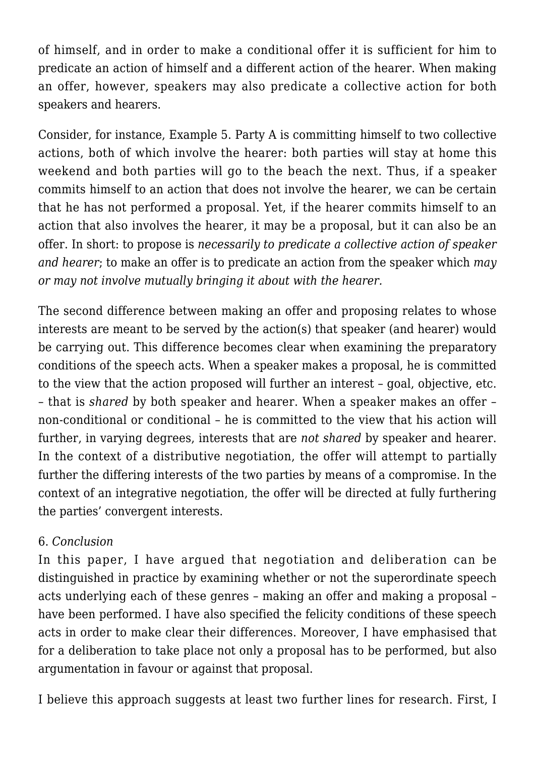of himself, and in order to make a conditional offer it is sufficient for him to predicate an action of himself and a different action of the hearer. When making an offer, however, speakers may also predicate a collective action for both speakers and hearers.

Consider, for instance, Example 5. Party A is committing himself to two collective actions, both of which involve the hearer: both parties will stay at home this weekend and both parties will go to the beach the next. Thus, if a speaker commits himself to an action that does not involve the hearer, we can be certain that he has not performed a proposal. Yet, if the hearer commits himself to an action that also involves the hearer, it may be a proposal, but it can also be an offer. In short: to propose is *necessarily to predicate a collective action of speaker and hearer*; to make an offer is to predicate an action from the speaker which *may or may not involve mutually bringing it about with the hearer.*

The second difference between making an offer and proposing relates to whose interests are meant to be served by the action(s) that speaker (and hearer) would be carrying out. This difference becomes clear when examining the preparatory conditions of the speech acts. When a speaker makes a proposal, he is committed to the view that the action proposed will further an interest – goal, objective, etc. – that is *shared* by both speaker and hearer. When a speaker makes an offer – non-conditional or conditional – he is committed to the view that his action will further, in varying degrees, interests that are *not shared* by speaker and hearer. In the context of a distributive negotiation, the offer will attempt to partially further the differing interests of the two parties by means of a compromise. In the context of an integrative negotiation, the offer will be directed at fully furthering the parties' convergent interests.

## 6. *Conclusion*

In this paper, I have argued that negotiation and deliberation can be distinguished in practice by examining whether or not the superordinate speech acts underlying each of these genres – making an offer and making a proposal – have been performed. I have also specified the felicity conditions of these speech acts in order to make clear their differences. Moreover, I have emphasised that for a deliberation to take place not only a proposal has to be performed, but also argumentation in favour or against that proposal.

I believe this approach suggests at least two further lines for research. First, I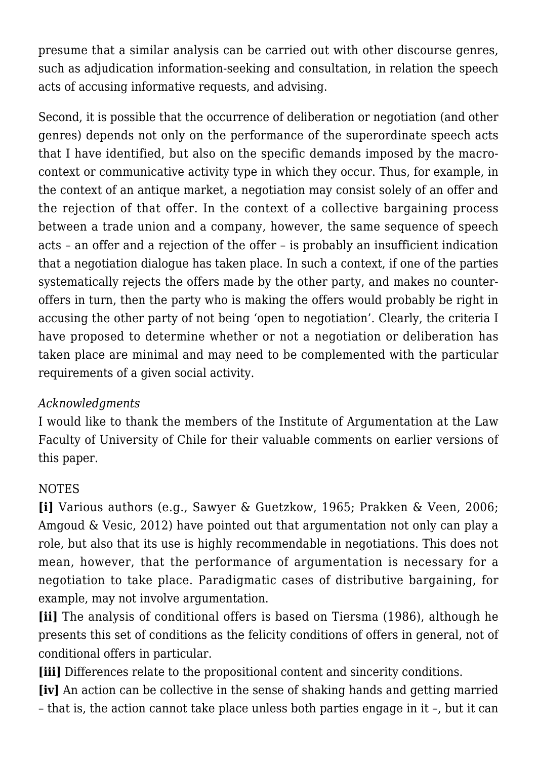presume that a similar analysis can be carried out with other discourse genres, such as adjudication information-seeking and consultation, in relation the speech acts of accusing informative requests, and advising.

Second, it is possible that the occurrence of deliberation or negotiation (and other genres) depends not only on the performance of the superordinate speech acts that I have identified, but also on the specific demands imposed by the macro-context or communicative activity type in which they occur. Thus, for example, in the context of an antique market, a negotiation may consist solely of an offer and the rejection of that offer. In the context of a collective bargaining process between a trade union and a company, however, the same sequence of speech acts – an offer and a rejection of the offer – is probably an insufficient indication that a negotiation dialogue has taken place. In such a context, if one of the parties systematically rejects the offers made by the other party, and makes no counter-offers in turn, then the party who is making the offers would probably be right in accusing the other party of not being 'open to negotiation'. Clearly, the criteria I have proposed to determine whether or not a negotiation or deliberation has taken place are minimal and may need to be complemented with the particular requirements of a given social activity.

*Acknowledgments*
I would like to thank the members of the Institute of Argumentation at the Law Faculty of University of Chile for their valuable comments on earlier versions of this paper.

NOTES
**[i]** Various authors (e.g., Sawyer & Guetzkow, 1965; Prakken & Veen, 2006; Amgoud & Vesic, 2012) have pointed out that argumentation not only can play a role, but also that its use is highly recommendable in negotiations. This does not mean, however, that the performance of argumentation is necessary for a negotiation to take place. Paradigmatic cases of distributive bargaining, for example, may not involve argumentation.
**[ii]** The analysis of conditional offers is based on Tiersma (1986), although he presents this set of conditions as the felicity conditions of offers in general, not of conditional offers in particular.
**[iii]** Differences relate to the propositional content and sincerity conditions.
**[iv]** An action can be collective in the sense of shaking hands and getting married – that is, the action cannot take place unless both parties engage in it –, but it can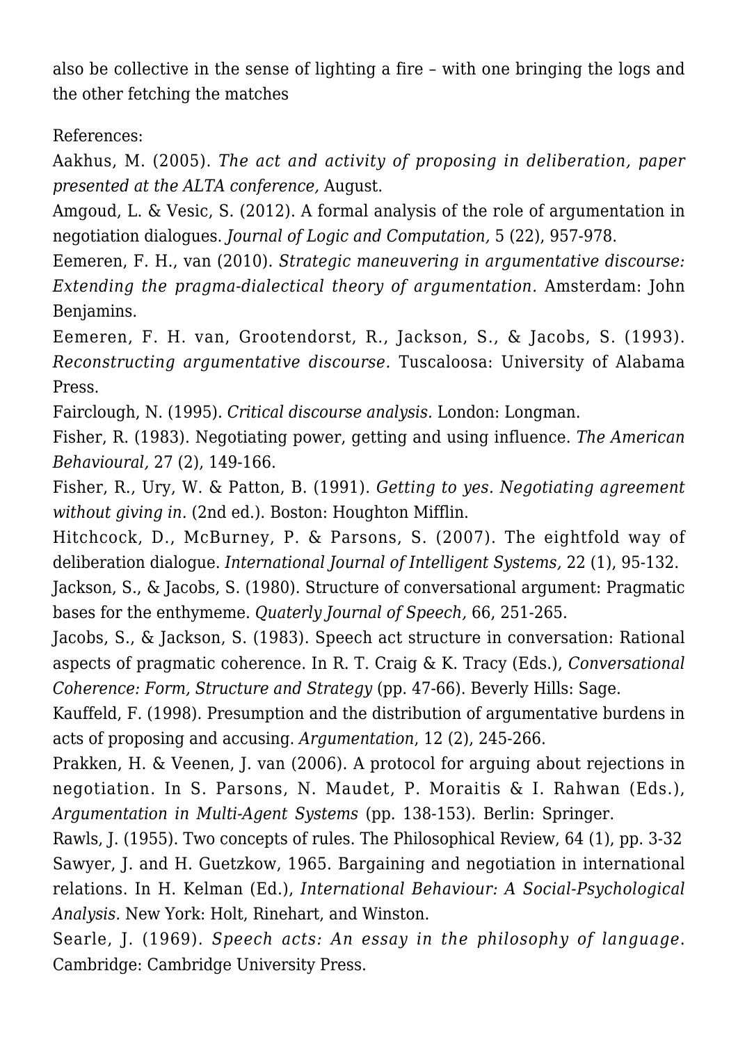also be collective in the sense of lighting a fire – with one bringing the logs and the other fetching the matches

References:

Aakhus, M. (2005). *The act and activity of proposing in deliberation, paper presented at the ALTA conference,* August.

Amgoud, L. & Vesic, S. (2012). A formal analysis of the role of argumentation in negotiation dialogues. *Journal of Logic and Computation,* 5 (22), 957-978.

Eemeren, F. H., van (2010). *Strategic maneuvering in argumentative discourse: Extending the pragma-dialectical theory of argumentation.* Amsterdam: John Benjamins.

Eemeren, F. H. van, Grootendorst, R., Jackson, S., & Jacobs, S. (1993). *Reconstructing argumentative discourse.* Tuscaloosa: University of Alabama Press.

Fairclough, N. (1995). *Critical discourse analysis.* London: Longman.

Fisher, R. (1983). Negotiating power, getting and using influence. *The American Behavioural,* 27 (2), 149-166.

Fisher, R., Ury, W. & Patton, B. (1991). *Getting to yes. Negotiating agreement without giving in.* (2nd ed.). Boston: Houghton Mifflin.

Hitchcock, D., McBurney, P. & Parsons, S. (2007). The eightfold way of deliberation dialogue. *International Journal of Intelligent Systems,* 22 (1), 95-132.

Jackson, S., & Jacobs, S. (1980). Structure of conversational argument: Pragmatic bases for the enthymeme. *Quaterly Journal of Speech,* 66, 251-265.

Jacobs, S., & Jackson, S. (1983). Speech act structure in conversation: Rational aspects of pragmatic coherence. In R. T. Craig & K. Tracy (Eds.), *Conversational Coherence: Form, Structure and Strategy* (pp. 47-66). Beverly Hills: Sage.

Kauffeld, F. (1998). Presumption and the distribution of argumentative burdens in acts of proposing and accusing. *Argumentation*, 12 (2), 245-266.

Prakken, H. & Veenen, J. van (2006). A protocol for arguing about rejections in negotiation. In S. Parsons, N. Maudet, P. Moraitis & I. Rahwan (Eds.), *Argumentation in Multi-Agent Systems* (pp. 138-153). Berlin: Springer.

Rawls, J. (1955). Two concepts of rules. The Philosophical Review, 64 (1), pp. 3-32

Sawyer, J. and H. Guetzkow, 1965. Bargaining and negotiation in international relations. In H. Kelman (Ed.), *International Behaviour: A Social-Psychological Analysis.* New York: Holt, Rinehart, and Winston.

Searle, J. (1969). *Speech acts: An essay in the philosophy of language*. Cambridge: Cambridge University Press.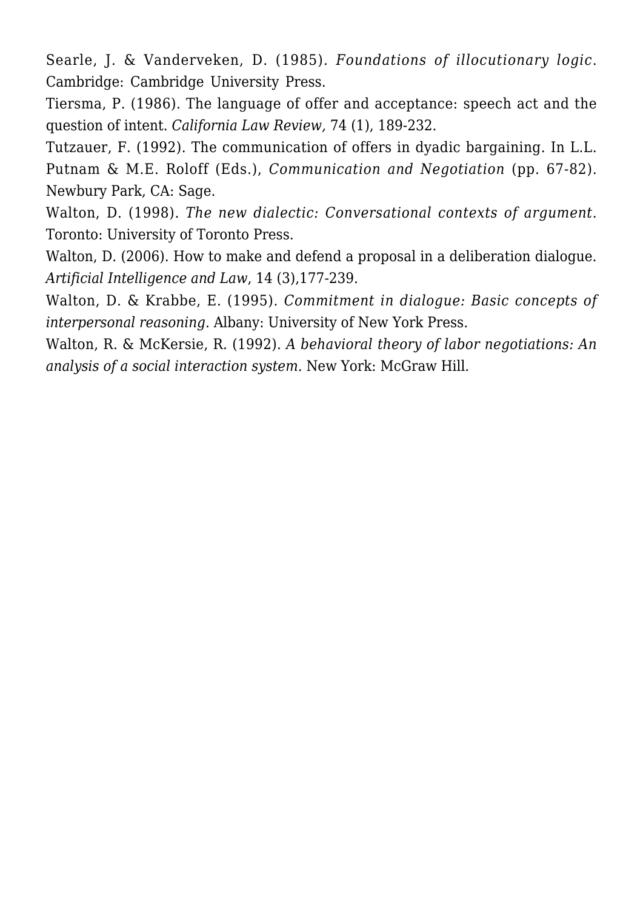Searle, J. & Vanderveken, D. (1985). *Foundations of illocutionary logic*. Cambridge: Cambridge University Press.

Tiersma, P. (1986). The language of offer and acceptance: speech act and the question of intent. *California Law Review,* 74 (1), 189-232.

Tutzauer, F. (1992). The communication of offers in dyadic bargaining. In L.L. Putnam & M.E. Roloff (Eds.), *Communication and Negotiation* (pp. 67-82). Newbury Park, CA: Sage.

Walton, D. (1998). *The new dialectic: Conversational contexts of argument.* Toronto: University of Toronto Press.

Walton, D. (2006). How to make and defend a proposal in a deliberation dialogue. *Artificial Intelligence and Law*, 14 (3),177-239.

Walton, D. & Krabbe, E. (1995). *Commitment in dialogue: Basic concepts of interpersonal reasoning.* Albany: University of New York Press.

Walton, R. & McKersie, R. (1992). *A behavioral theory of labor negotiations: An analysis of a social interaction system.* New York: McGraw Hill.